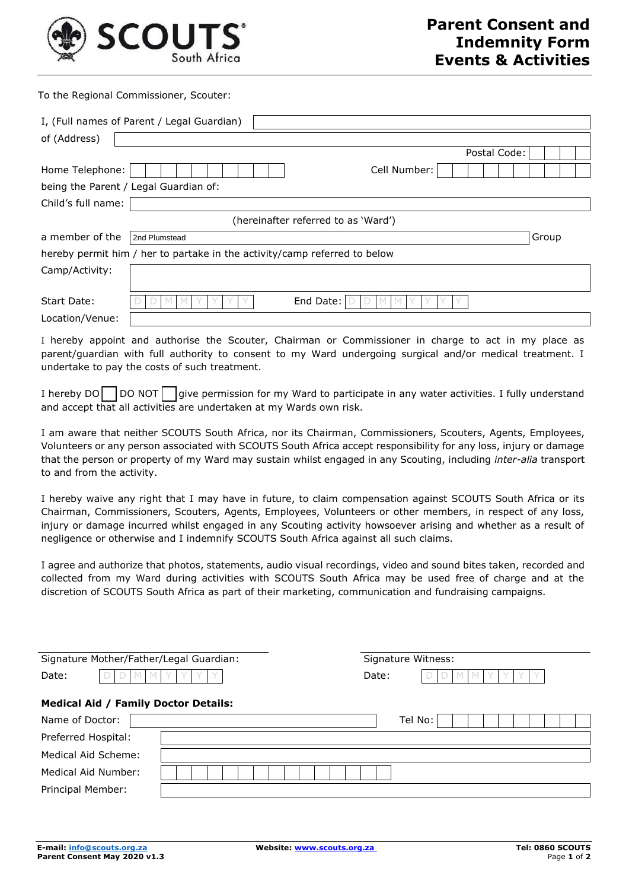# Parent Consent and Indemnity Form Events & Activities

SCOUTS South Africa

To the Regional Commissioner, Scouter:

I, (Full names of Parent / Legal Guardian)

of (Address)

Postal Code:

Home Telephone: Cell Number:

being the Parent / Legal Guardian of:

Child's full name:

(hereinafter referred to as 'Ward')

a member of the 2nd Plumstead Group

hereby permit him / her to partake in the activity/camp referred to below

Camp/Activity:

Start Date: DDMMYYYY End Date: DDMMYYYY

Location/Venue:

I hereby appoint and authorise the Scouter, Chairman or Commissioner in charge to act in my place as parent/guardian with full authority to consent to my Ward undergoing surgical and/or medical treatment. I undertake to pay the costs of such treatment.

I hereby DO ☐ DO NOT ☐ give permission for my Ward to participate in any water activities. I fully understand and accept that all activities are undertaken at my Wards own risk.

I am aware that neither SCOUTS South Africa, nor its Chairman, Commissioners, Scouters, Agents, Employees, Volunteers or any person associated with SCOUTS South Africa accept responsibility for any loss, injury or damage that the person or property of my Ward may sustain whilst engaged in any Scouting, including *inter-alia* transport to and from the activity.

I hereby waive any right that I may have in future, to claim compensation against SCOUTS South Africa or its Chairman, Commissioners, Scouters, Agents, Employees, Volunteers or other members, in respect of any loss, injury or damage incurred whilst engaged in any Scouting activity howsoever arising and whether as a result of negligence or otherwise and I indemnify SCOUTS South Africa against all such claims.

I agree and authorize that photos, statements, audio visual recordings, video and sound bites taken, recorded and collected from my Ward during activities with SCOUTS South Africa may be used free of charge and at the discretion of SCOUTS South Africa as part of their marketing, communication and fundraising campaigns.

Signature Mother/Father/Legal Guardian: Signature Witness:

Date: DDMMYYYY Date: DDMMYYYY

**Medical Aid / Family Doctor Details:**

Name of Doctor: Tel No:

Preferred Hospital:

Medical Aid Scheme:

Medical Aid Number:

Principal Member:

E-mail: info@scouts.org.za Website: www.scouts.org.za Tel: 0860 SCOUTS
Parent Consent May 2020 v1.3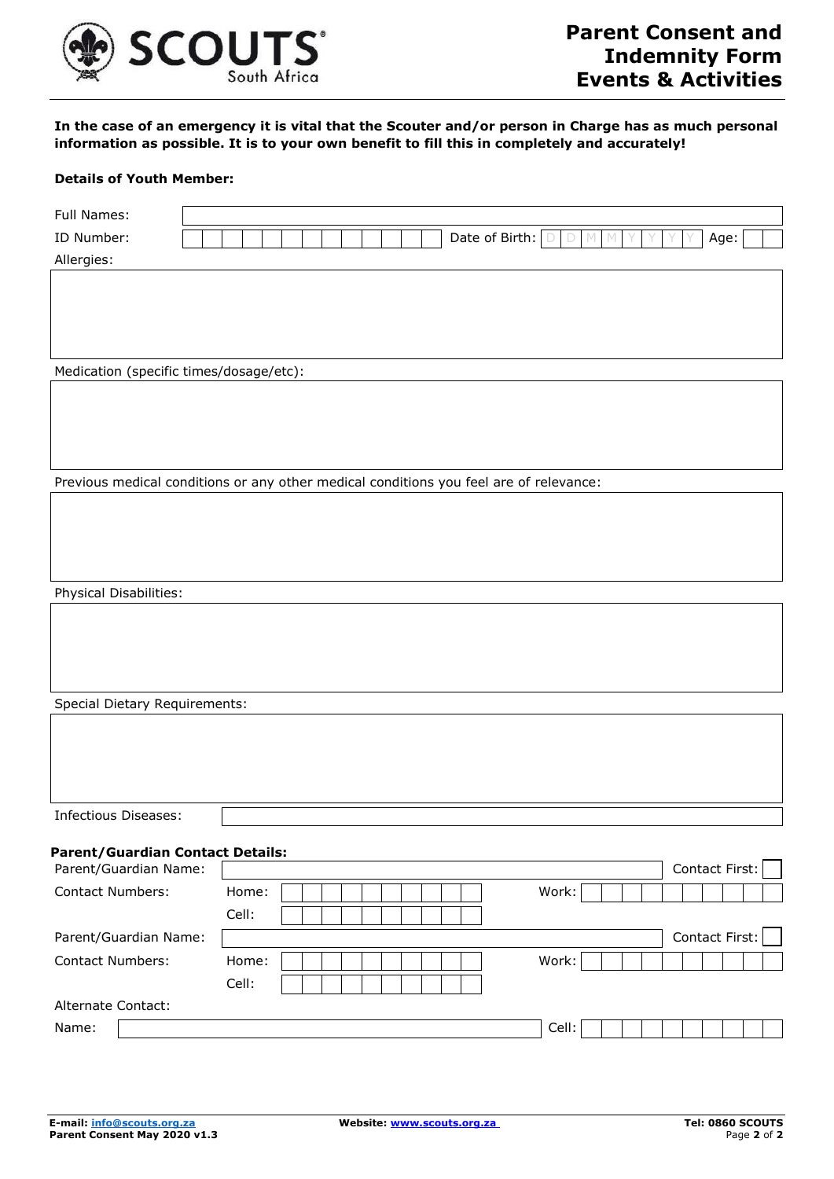# Parent Consent and Indemnity Form Events & Activities

**In the case of an emergency it is vital that the Scouter and/or person in Charge has as much personal information as possible. It is to your own benefit to fill this in completely and accurately!**

**Details of Youth Member:**

Full Names:

ID Number: Date of Birth: D D M M Y Y Y Y Age:

Allergies:

Medication (specific times/dosage/etc):

Previous medical conditions or any other medical conditions you feel are of relevance:

Physical Disabilities:

Special Dietary Requirements:

Infectious Diseases:

**Parent/Guardian Contact Details:**

Parent/Guardian Name: Contact First:

Contact Numbers: Home: Work:

Cell:

Parent/Guardian Name: Contact First:

Contact Numbers: Home: Work:

Cell:

Alternate Contact:

Name: Cell:

**E-mail:** info@scouts.org.za **Website:** www.scouts.org.za **Tel: 0860 SCOUTS**

**Parent Consent May 2020 v1.3**